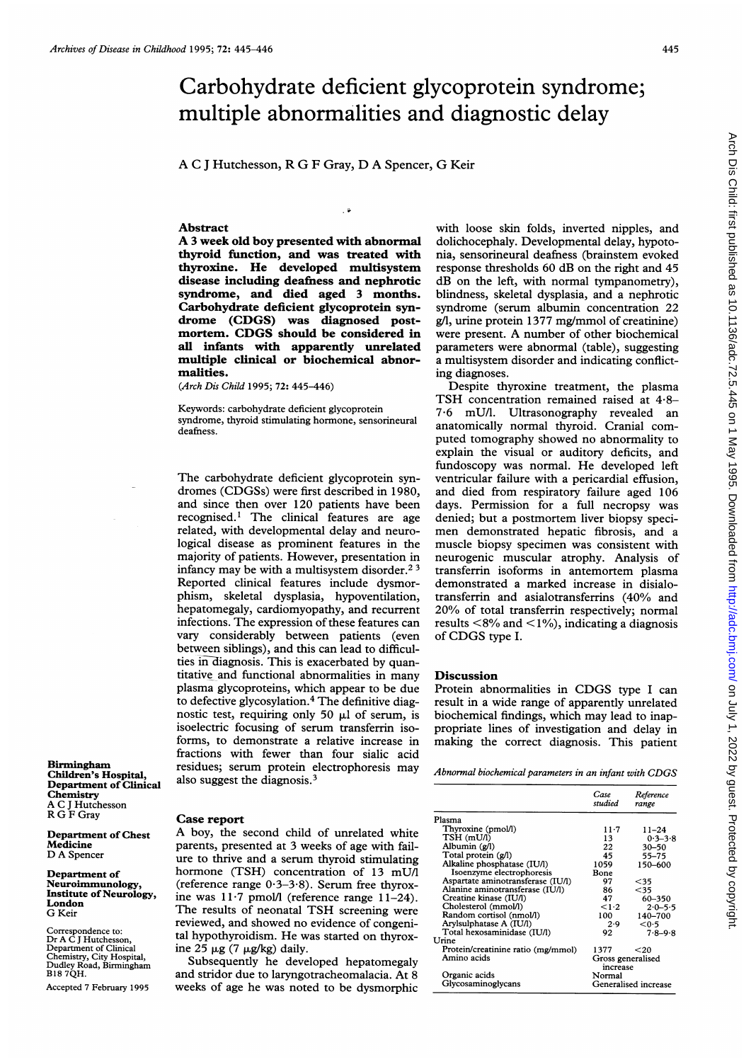# Carbohydrate deficient glycoprotein syndrome; multiple abnormalities and diagnostic delay

A C J Hutchesson, R G F Gray, D A Spencer, G Keir

## Abstract

**A 3 week old boy presented with abnormal thyroid function, and was treated with thyroxine. He developed multisystem disease including deafness and nephrotic syndrome, and died aged 3 months. Carbohydrate deficient glycoprotein syndrome (CDGS) was diagnosed postmortem. CDGS should be considered in all infants with apparently unrelated multiple clinical or biochemical abnormalities.**

(*Arch Dis Child* 1995; 72: 445–446)

Keywords: carbohydrate deficient glycoprotein syndrome, thyroid stimulating hormone, sensorineural deafness.

The carbohydrate deficient glycoprotein syndromes (CDGSs) were first described in 1980, and since then over 120 patients have been recognised.[1] The clinical features are age related, with developmental delay and neurological disease as prominent features in the majority of patients. However, presentation in infancy may be with a multisystem disorder.[2,3] Reported clinical features include dysmorphism, skeletal dysplasia, hypoventilation, hepatomegaly, cardiomyopathy, and recurrent infections. The expression of these features can vary considerably between patients (even between siblings), and this can lead to difficulties in diagnosis. This is exacerbated by quantitative and functional abnormalities in many plasma glycoproteins, which appear to be due to defective glycosylation.[4] The definitive diagnostic test, requiring only 50 μl of serum, is isoelectric focusing of serum transferrin isoforms, to demonstrate a relative increase in fractions with fewer than four sialic acid residues; serum protein electrophoresis may also suggest the diagnosis.[3]

Birmingham Children's Hospital, Department of Clinical Chemistry
A C J Hutchesson
R G F Gray

Department of Chest Medicine
D A Spencer

Department of Neuroimmunology, Institute of Neurology, London
G Keir

Correspondence to: Dr A C J Hutchesson, Department of Clinical Chemistry, City Hospital, Dudley Road, Birmingham B18 7QH.

Accepted 7 February 1995

## Case report

A boy, the second child of unrelated white parents, presented at 3 weeks of age with failure to thrive and a serum thyroid stimulating hormone (TSH) concentration of 13 mU/l (reference range 0·3–3·8). Serum free thyroxine was 11·7 pmol/l (reference range 11–24). The results of neonatal TSH screening were reviewed, and showed no evidence of congenital hypothyroidism. He was started on thyroxine 25 μg (7 μg/kg) daily.

Subsequently he developed hepatomegaly and stridor due to laryngotracheomalacia. At 8 weeks of age he was noted to be dysmorphic with loose skin folds, inverted nipples, and dolichocephaly. Developmental delay, hypotonia, sensorineural deafness (brainstem evoked response thresholds 60 dB on the right and 45 dB on the left, with normal tympanometry), blindness, skeletal dysplasia, and a nephrotic syndrome (serum albumin concentration 22 g/l, urine protein 1377 mg/mmol of creatinine) were present. A number of other biochemical parameters were abnormal (table), suggesting a multisystem disorder and indicating conflicting diagnoses.

Despite thyroxine treatment, the plasma TSH concentration remained raised at 4·8–7·6 mU/l. Ultrasonography revealed an anatomically normal thyroid. Cranial computed tomography showed no abnormality to explain the visual or auditory deficits, and fundoscopy was normal. He developed left ventricular failure with a pericardial effusion, and died from respiratory failure aged 106 days. Permission for a full necropsy was denied; but a postmortem liver biopsy specimen demonstrated hepatic fibrosis, and a muscle biopsy specimen was consistent with neurogenic muscular atrophy. Analysis of transferrin isoforms in antemortem plasma demonstrated a marked increase in disialotransferrin and asialotransferrins (40% and 20% of total transferrin respectively; normal results <8% and <1%), indicating a diagnosis of CDGS type I.

## Discussion

Protein abnormalities in CDGS type I can result in a wide range of apparently unrelated biochemical findings, which may lead to inappropriate lines of investigation and delay in making the correct diagnosis. This patient

*Abnormal biochemical parameters in an infant with CDGS*

| | *Case studied* | *Reference range* |
|---|---|---|
| Plasma | | |
| Thyroxine (pmol/l) | 11·7 | 11–24 |
| TSH (mU/l) | 13 | 0·3–3·8 |
| Albumin (g/l) | 22 | 30–50 |
| Total protein (g/l) | 45 | 55–75 |
| Alkaline phosphatase (IU/l) | 1059 | 150–600 |
| Isoenzyme electrophoresis | Bone | |
| Aspartate aminotransferase (IU/l) | 97 | <35 |
| Alanine aminotransferase (IU/l) | 86 | <35 |
| Creatine kinase (IU/l) | 47 | 60–350 |
| Cholesterol (mmol/l) | <1·2 | 2·0–5·5 |
| Random cortisol (nmol/l) | 100 | 140–700 |
| Arylsulphatase A (IU/l) | 2·9 | <0·5 |
| Total hexosaminidase (IU/l) | 92 | 7·8–9·8 |
| Urine | | |
| Protein/creatinine ratio (mg/mmol) | 1377 | <20 |
| Amino acids | Gross generalised increase | |
| Organic acids | Normal | |
| Glycosaminoglycans | Generalised increase | |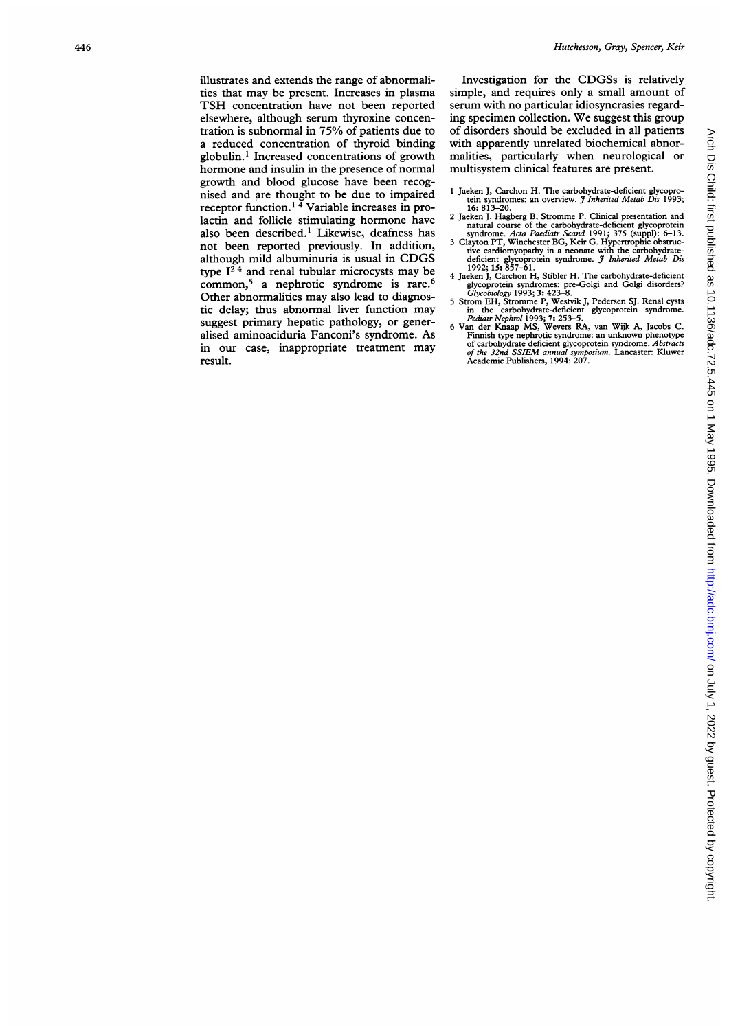illustrates and extends the range of abnormalities that may be present. Increases in plasma TSH concentration have not been reported elsewhere, although serum thyroxine concentration is subnormal in 75% of patients due to a reduced concentration of thyroid binding globulin.[1] Increased concentrations of growth hormone and insulin in the presence of normal growth and blood glucose have been recognised and are thought to be due to impaired receptor function.[1 4] Variable increases in prolactin and follicle stimulating hormone have also been described.[1] Likewise, deafness has not been reported previously. In addition, although mild albuminuria is usual in CDGS type I[2 4] and renal tubular microcysts may be common,[5] a nephrotic syndrome is rare.[6] Other abnormalities may also lead to diagnostic delay; thus abnormal liver function may suggest primary hepatic pathology, or generalised aminoaciduria Fanconi's syndrome. As in our case, inappropriate treatment may result.

Investigation for the CDGSs is relatively simple, and requires only a small amount of serum with no particular idiosyncrasies regarding specimen collection. We suggest this group of disorders should be excluded in all patients with apparently unrelated biochemical abnormalities, particularly when neurological or multisystem clinical features are present.

1 Jaeken J, Carchon H. The carbohydrate-deficient glycoprotein syndromes: an overview. *J Inherited Metab Dis* 1993; **16:** 813–20.
2 Jaeken J, Hagberg B, Stromme P. Clinical presentation and natural course of the carbohydrate-deficient glycoprotein syndrome. *Acta Paediatr Scand* 1991; **375** (suppl): 6–13.
3 Clayton PT, Winchester BG, Keir G. Hypertrophic obstructive cardiomyopathy in a neonate with the carbohydrate-deficient glycoprotein syndrome. *J Inherited Metab Dis* 1992; **15:** 857–61.
4 Jaeken J, Carchon H, Stibler H. The carbohydrate-deficient glycoprotein syndromes: pre-Golgi and Golgi disorders? *Glycobiology* 1993; **3:** 423–8.
5 Strom EH, Stromme P, Westvik J, Pedersen SJ. Renal cysts in the carbohydrate-deficient glycoprotein syndrome. *Pediatr Nephrol* 1993; **7:** 253–5.
6 Van der Knaap MS, Wevers RA, van Wijk A, Jacobs C. Finnish type nephrotic syndrome: an unknown phenotype of carbohydrate deficient glycoprotein syndrome. *Abstracts of the 32nd SSIEM annual symposium.* Lancaster: Kluwer Academic Publishers, 1994: 207.